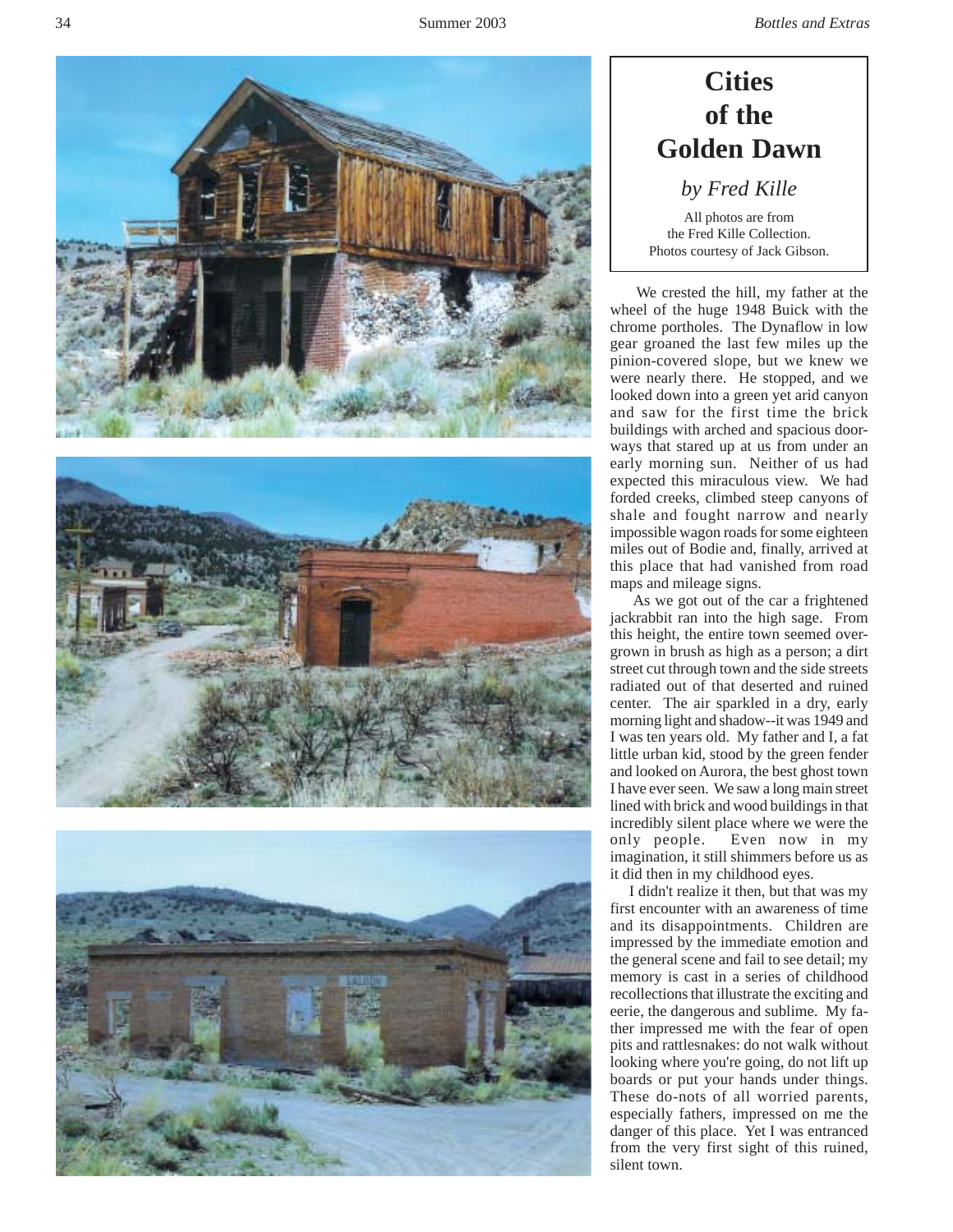# Cities of the Golden Dawn

*by Fred Kille*

All photos are from the Fred Kille Collection. Photos courtesy of Jack Gibson.

We crested the hill, my father at the wheel of the huge 1948 Buick with the chrome portholes. The Dynaflow in low gear groaned the last few miles up the pinion-covered slope, but we knew we were nearly there. He stopped, and we looked down into a green yet arid canyon and saw for the first time the brick buildings with arched and spacious doorways that stared up at us from under an early morning sun. Neither of us had expected this miraculous view. We had forded creeks, climbed steep canyons of shale and fought narrow and nearly impossible wagon roads for some eighteen miles out of Bodie and, finally, arrived at this place that had vanished from road maps and mileage signs.

As we got out of the car a frightened jackrabbit ran into the high sage. From this height, the entire town seemed overgrown in brush as high as a person; a dirt street cut through town and the side streets radiated out of that deserted and ruined center. The air sparkled in a dry, early morning light and shadow--it was 1949 and I was ten years old. My father and I, a fat little urban kid, stood by the green fender and looked on Aurora, the best ghost town I have ever seen. We saw a long main street lined with brick and wood buildings in that incredibly silent place where we were the only people. Even now in my imagination, it still shimmers before us as it did then in my childhood eyes.

I didn't realize it then, but that was my first encounter with an awareness of time and its disappointments. Children are impressed by the immediate emotion and the general scene and fail to see detail; my memory is cast in a series of childhood recollections that illustrate the exciting and eerie, the dangerous and sublime. My father impressed me with the fear of open pits and rattlesnakes: do not walk without looking where you're going, do not lift up boards or put your hands under things. These do-nots of all worried parents, especially fathers, impressed on me the danger of this place. Yet I was entranced from the very first sight of this ruined, silent town.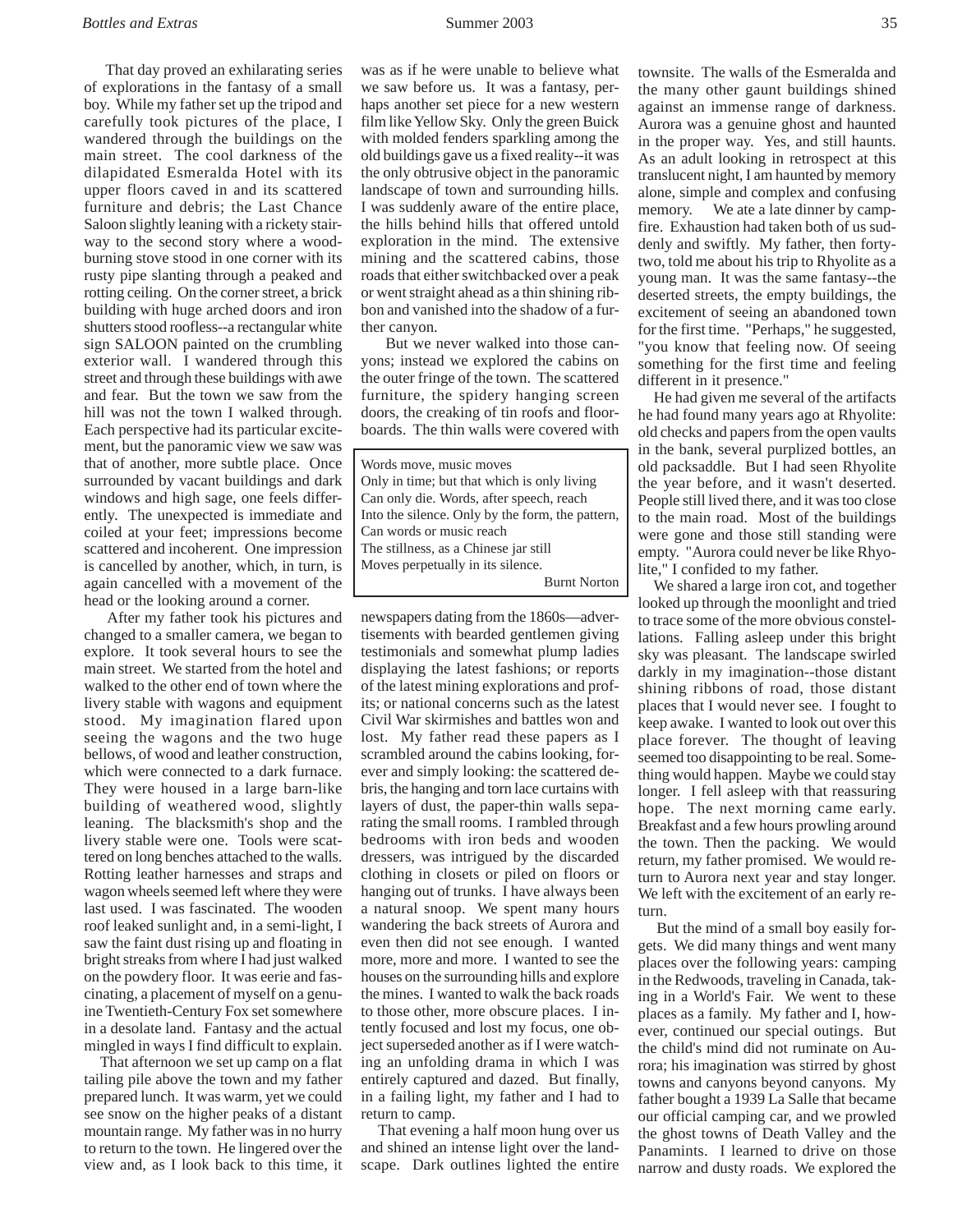That day proved an exhilarating series of explorations in the fantasy of a small boy. While my father set up the tripod and carefully took pictures of the place, I wandered through the buildings on the main street. The cool darkness of the dilapidated Esmeralda Hotel with its upper floors caved in and its scattered furniture and debris; the Last Chance Saloon slightly leaning with a rickety stairway to the second story where a wood-burning stove stood in one corner with its rusty pipe slanting through a peaked and rotting ceiling. On the corner street, a brick building with huge arched doors and iron shutters stood roofless--a rectangular white sign SALOON painted on the crumbling exterior wall. I wandered through this street and through these buildings with awe and fear. But the town we saw from the hill was not the town I walked through. Each perspective had its particular excitement, but the panoramic view we saw was that of another, more subtle place. Once surrounded by vacant buildings and dark windows and high sage, one feels differently. The unexpected is immediate and coiled at your feet; impressions become scattered and incoherent. One impression is cancelled by another, which, in turn, is again cancelled with a movement of the head or the looking around a corner.

After my father took his pictures and changed to a smaller camera, we began to explore. It took several hours to see the main street. We started from the hotel and walked to the other end of town where the livery stable with wagons and equipment stood. My imagination flared upon seeing the wagons and the two huge bellows, of wood and leather construction, which were connected to a dark furnace. They were housed in a large barn-like building of weathered wood, slightly leaning. The blacksmith's shop and the livery stable were one. Tools were scattered on long benches attached to the walls. Rotting leather harnesses and straps and wagon wheels seemed left where they were last used. I was fascinated. The wooden roof leaked sunlight and, in a semi-light, I saw the faint dust rising up and floating in bright streaks from where I had just walked on the powdery floor. It was eerie and fascinating, a placement of myself on a genuine Twentieth-Century Fox set somewhere in a desolate land. Fantasy and the actual mingled in ways I find difficult to explain.

That afternoon we set up camp on a flat tailing pile above the town and my father prepared lunch. It was warm, yet we could see snow on the higher peaks of a distant mountain range. My father was in no hurry to return to the town. He lingered over the view and, as I look back to this time, it was as if he were unable to believe what we saw before us. It was a fantasy, perhaps another set piece for a new western film like Yellow Sky. Only the green Buick with molded fenders sparkling among the old buildings gave us a fixed reality--it was the only obtrusive object in the panoramic landscape of town and surrounding hills. I was suddenly aware of the entire place, the hills behind hills that offered untold exploration in the mind. The extensive mining and the scattered cabins, those roads that either switchbacked over a peak or went straight ahead as a thin shining ribbon and vanished into the shadow of a further canyon.

But we never walked into those canyons; instead we explored the cabins on the outer fringe of the town. The scattered furniture, the spidery hanging screen doors, the creaking of tin roofs and floorboards. The thin walls were covered with newspapers dating from the 1860s—advertisements with bearded gentlemen giving testimonials and somewhat plump ladies displaying the latest fashions; or reports of the latest mining explorations and profits; or national concerns such as the latest Civil War skirmishes and battles won and lost. My father read these papers as I scrambled around the cabins looking, forever and simply looking: the scattered debris, the hanging and torn lace curtains with layers of dust, the paper-thin walls separating the small rooms. I rambled through bedrooms with iron beds and wooden dressers, was intrigued by the discarded clothing in closets or piled on floors or hanging out of trunks. I have always been a natural snoop. We spent many hours wandering the back streets of Aurora and even then did not see enough. I wanted more, more and more. I wanted to see the houses on the surrounding hills and explore the mines. I wanted to walk the back roads to those other, more obscure places. I intently focused and lost my focus, one object superseded another as if I were watching an unfolding drama in which I was entirely captured and dazed. But finally, in a failing light, my father and I had to return to camp.

> Words move, music moves
> Only in time; but that which is only living
> Can only die. Words, after speech, reach
> Into the silence. Only by the form, the pattern,
> Can words or music reach
> The stillness, as a Chinese jar still
> Moves perpetually in its silence.
>
> Burnt Norton

That evening a half moon hung over us and shined an intense light over the landscape. Dark outlines lighted the entire townsite. The walls of the Esmeralda and the many other gaunt buildings shined against an immense range of darkness. Aurora was a genuine ghost and haunted in the proper way. Yes, and still haunts. As an adult looking in retrospect at this translucent night, I am haunted by memory alone, simple and complex and confusing memory. We ate a late dinner by campfire. Exhaustion had taken both of us suddenly and swiftly. My father, then forty-two, told me about his trip to Rhyolite as a young man. It was the same fantasy--the deserted streets, the empty buildings, the excitement of seeing an abandoned town for the first time. "Perhaps," he suggested, "you know that feeling now. Of seeing something for the first time and feeling different in it presence."

He had given me several of the artifacts he had found many years ago at Rhyolite: old checks and papers from the open vaults in the bank, several purplized bottles, an old packsaddle. But I had seen Rhyolite the year before, and it wasn't deserted. People still lived there, and it was too close to the main road. Most of the buildings were gone and those still standing were empty. "Aurora could never be like Rhyolite," I confided to my father.

We shared a large iron cot, and together looked up through the moonlight and tried to trace some of the more obvious constellations. Falling asleep under this bright sky was pleasant. The landscape swirled darkly in my imagination--those distant shining ribbons of road, those distant places that I would never see. I fought to keep awake. I wanted to look out over this place forever. The thought of leaving seemed too disappointing to be real. Something would happen. Maybe we could stay longer. I fell asleep with that reassuring hope. The next morning came early. Breakfast and a few hours prowling around the town. Then the packing. We would return, my father promised. We would return to Aurora next year and stay longer. We left with the excitement of an early return.

But the mind of a small boy easily forgets. We did many things and went many places over the following years: camping in the Redwoods, traveling in Canada, taking in a World's Fair. We went to these places as a family. My father and I, however, continued our special outings. But the child's mind did not ruminate on Aurora; his imagination was stirred by ghost towns and canyons beyond canyons. My father bought a 1939 La Salle that became our official camping car, and we prowled the ghost towns of Death Valley and the Panamints. I learned to drive on those narrow and dusty roads. We explored the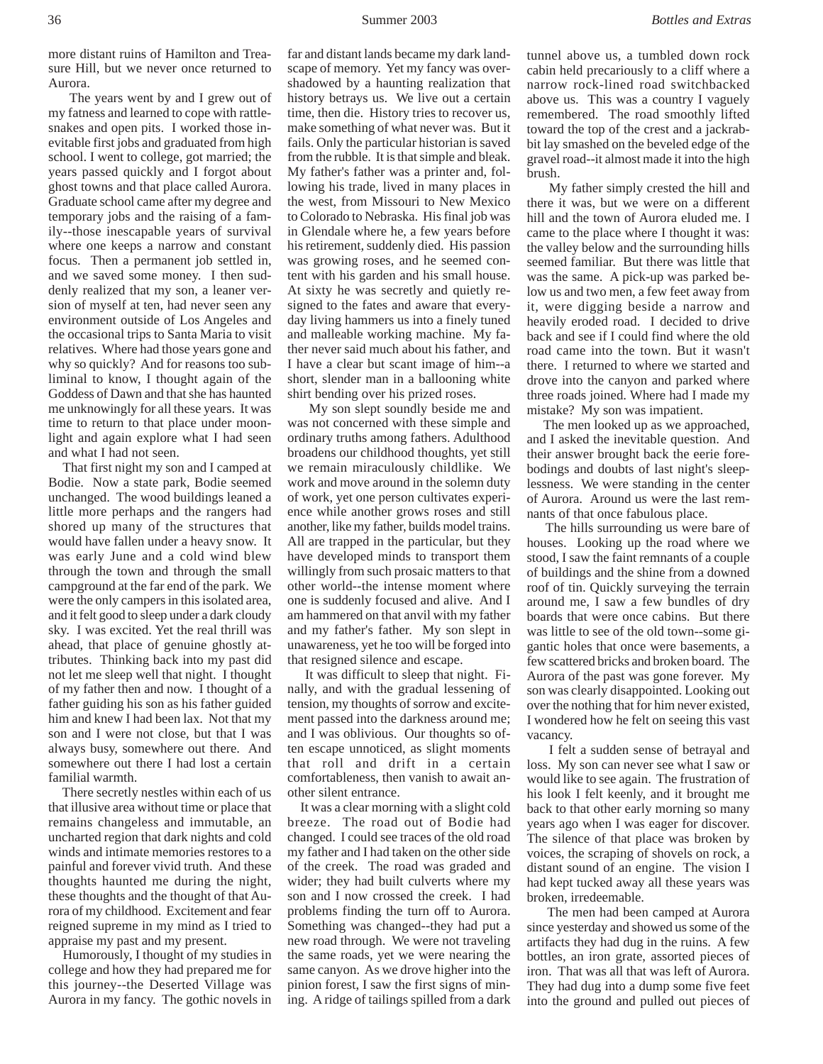more distant ruins of Hamilton and Treasure Hill, but we never once returned to Aurora.

The years went by and I grew out of my fatness and learned to cope with rattlesnakes and open pits. I worked those inevitable first jobs and graduated from high school. I went to college, got married; the years passed quickly and I forgot about ghost towns and that place called Aurora. Graduate school came after my degree and temporary jobs and the raising of a family--those inescapable years of survival where one keeps a narrow and constant focus. Then a permanent job settled in, and we saved some money. I then suddenly realized that my son, a leaner version of myself at ten, had never seen any environment outside of Los Angeles and the occasional trips to Santa Maria to visit relatives. Where had those years gone and why so quickly? And for reasons too subliminal to know, I thought again of the Goddess of Dawn and that she has haunted me unknowingly for all these years. It was time to return to that place under moonlight and again explore what I had seen and what I had not seen.

That first night my son and I camped at Bodie. Now a state park, Bodie seemed unchanged. The wood buildings leaned a little more perhaps and the rangers had shored up many of the structures that would have fallen under a heavy snow. It was early June and a cold wind blew through the town and through the small campground at the far end of the park. We were the only campers in this isolated area, and it felt good to sleep under a dark cloudy sky. I was excited. Yet the real thrill was ahead, that place of genuine ghostly attributes. Thinking back into my past did not let me sleep well that night. I thought of my father then and now. I thought of a father guiding his son as his father guided him and knew I had been lax. Not that my son and I were not close, but that I was always busy, somewhere out there. And somewhere out there I had lost a certain familial warmth.

There secretly nestles within each of us that illusive area without time or place that remains changeless and immutable, an uncharted region that dark nights and cold winds and intimate memories restores to a painful and forever vivid truth. And these thoughts haunted me during the night, these thoughts and the thought of that Aurora of my childhood. Excitement and fear reigned supreme in my mind as I tried to appraise my past and my present.

Humorously, I thought of my studies in college and how they had prepared me for this journey--the Deserted Village was Aurora in my fancy. The gothic novels in far and distant lands became my dark landscape of memory. Yet my fancy was overshadowed by a haunting realization that history betrays us. We live out a certain time, then die. History tries to recover us, make something of what never was. But it fails. Only the particular historian is saved from the rubble. It is that simple and bleak. My father's father was a printer and, following his trade, lived in many places in the west, from Missouri to New Mexico to Colorado to Nebraska. His final job was in Glendale where he, a few years before his retirement, suddenly died. His passion was growing roses, and he seemed content with his garden and his small house. At sixty he was secretly and quietly resigned to the fates and aware that everyday living hammers us into a finely tuned and malleable working machine. My father never said much about his father, and I have a clear but scant image of him--a short, slender man in a ballooning white shirt bending over his prized roses.

My son slept soundly beside me and was not concerned with these simple and ordinary truths among fathers. Adulthood broadens our childhood thoughts, yet still we remain miraculously childlike. We work and move around in the solemn duty of work, yet one person cultivates experience while another grows roses and still another, like my father, builds model trains. All are trapped in the particular, but they have developed minds to transport them willingly from such prosaic matters to that other world--the intense moment where one is suddenly focused and alive. And I am hammered on that anvil with my father and my father's father. My son slept in unawareness, yet he too will be forged into that resigned silence and escape.

It was difficult to sleep that night. Finally, and with the gradual lessening of tension, my thoughts of sorrow and excitement passed into the darkness around me; and I was oblivious. Our thoughts so often escape unnoticed, as slight moments that roll and drift in a certain comfortableness, then vanish to await another silent entrance.

It was a clear morning with a slight cold breeze. The road out of Bodie had changed. I could see traces of the old road my father and I had taken on the other side of the creek. The road was graded and wider; they had built culverts where my son and I now crossed the creek. I had problems finding the turn off to Aurora. Something was changed--they had put a new road through. We were not traveling the same roads, yet we were nearing the same canyon. As we drove higher into the pinion forest, I saw the first signs of mining. A ridge of tailings spilled from a dark tunnel above us, a tumbled down rock cabin held precariously to a cliff where a narrow rock-lined road switchbacked above us. This was a country I vaguely remembered. The road smoothly lifted toward the top of the crest and a jackrabbit lay smashed on the beveled edge of the gravel road--it almost made it into the high brush.

My father simply crested the hill and there it was, but we were on a different hill and the town of Aurora eluded me. I came to the place where I thought it was: the valley below and the surrounding hills seemed familiar. But there was little that was the same. A pick-up was parked below us and two men, a few feet away from it, were digging beside a narrow and heavily eroded road. I decided to drive back and see if I could find where the old road came into the town. But it wasn't there. I returned to where we started and drove into the canyon and parked where three roads joined. Where had I made my mistake? My son was impatient.

The men looked up as we approached, and I asked the inevitable question. And their answer brought back the eerie forebodings and doubts of last night's sleeplessness. We were standing in the center of Aurora. Around us were the last remnants of that once fabulous place.

The hills surrounding us were bare of houses. Looking up the road where we stood, I saw the faint remnants of a couple of buildings and the shine from a downed roof of tin. Quickly surveying the terrain around me, I saw a few bundles of dry boards that were once cabins. But there was little to see of the old town--some gigantic holes that once were basements, a few scattered bricks and broken board. The Aurora of the past was gone forever. My son was clearly disappointed. Looking out over the nothing that for him never existed, I wondered how he felt on seeing this vast vacancy.

I felt a sudden sense of betrayal and loss. My son can never see what I saw or would like to see again. The frustration of his look I felt keenly, and it brought me back to that other early morning so many years ago when I was eager for discover. The silence of that place was broken by voices, the scraping of shovels on rock, a distant sound of an engine. The vision I had kept tucked away all these years was broken, irredeemable.

The men had been camped at Aurora since yesterday and showed us some of the artifacts they had dug in the ruins. A few bottles, an iron grate, assorted pieces of iron. That was all that was left of Aurora. They had dug into a dump some five feet into the ground and pulled out pieces of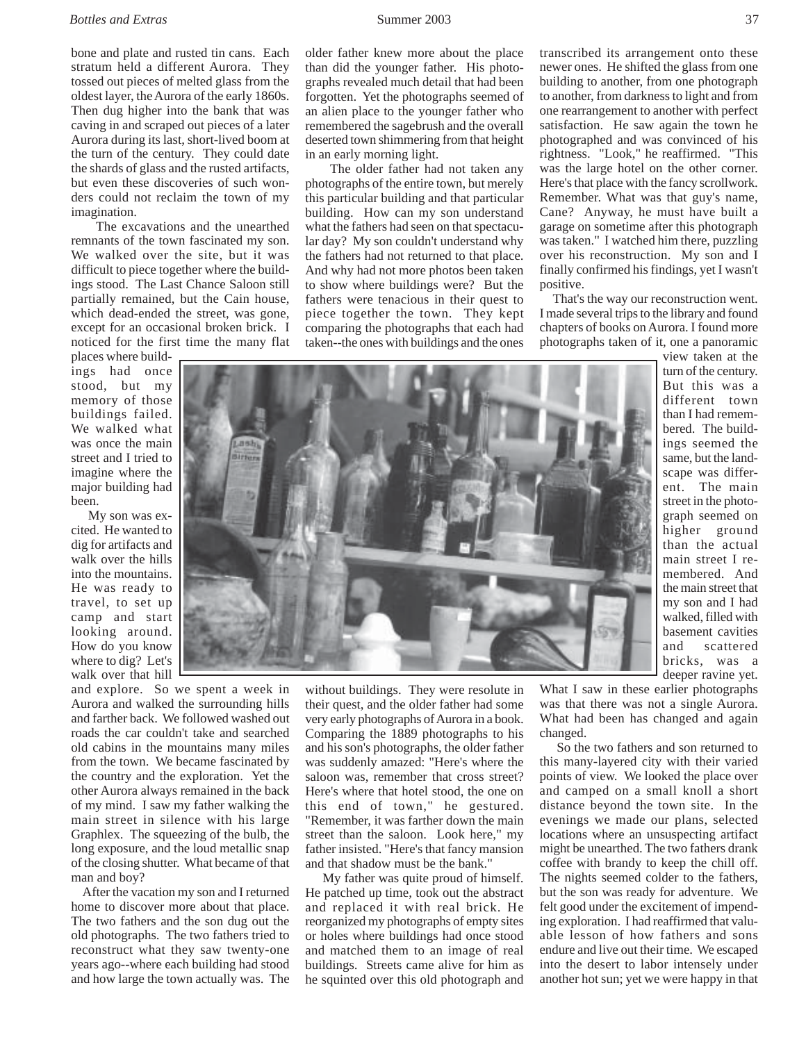bone and plate and rusted tin cans. Each stratum held a different Aurora. They tossed out pieces of melted glass from the oldest layer, the Aurora of the early 1860s. Then dug higher into the bank that was caving in and scraped out pieces of a later Aurora during its last, short-lived boom at the turn of the century. They could date the shards of glass and the rusted artifacts, but even these discoveries of such wonders could not reclaim the town of my imagination.

The excavations and the unearthed remnants of the town fascinated my son. We walked over the site, but it was difficult to piece together where the buildings stood. The Last Chance Saloon still partially remained, but the Cain house, which dead-ended the street, was gone, except for an occasional broken brick. I noticed for the first time the many flat places where buildings had once stood, but my memory of those buildings failed. We walked what was once the main street and I tried to imagine where the major building had been.

My son was excited. He wanted to dig for artifacts and walk over the hills into the mountains. He was ready to travel, to set up camp and start looking around. How do you know where to dig? Let's walk over that hill and explore. So we spent a week in Aurora and walked the surrounding hills and farther back. We followed washed out roads the car couldn't take and searched old cabins in the mountains many miles from the town. We became fascinated by the country and the exploration. Yet the other Aurora always remained in the back of my mind. I saw my father walking the main street in silence with his large Graphlex. The squeezing of the bulb, the long exposure, and the loud metallic snap of the closing shutter. What became of that man and boy?

After the vacation my son and I returned home to discover more about that place. The two fathers and the son dug out the old photographs. The two fathers tried to reconstruct what they saw twenty-one years ago--where each building had stood and how large the town actually was. The older father knew more about the place than did the younger father. His photographs revealed much detail that had been forgotten. Yet the photographs seemed of an alien place to the younger father who remembered the sagebrush and the overall deserted town shimmering from that height in an early morning light.

The older father had not taken any photographs of the entire town, but merely this particular building and that particular building. How can my son understand what the fathers had seen on that spectacular day? My son couldn't understand why the fathers had not returned to that place. And why had not more photos been taken to show where buildings were? But the fathers were tenacious in their quest to piece together the town. They kept comparing the photographs that each had taken--the ones with buildings and the ones without buildings. They were resolute in their quest, and the older father had some very early photographs of Aurora in a book. Comparing the 1889 photographs to his and his son's photographs, the older father was suddenly amazed: "Here's where the saloon was, remember that cross street? Here's where that hotel stood, the one on this end of town," he gestured. "Remember, it was farther down the main street than the saloon. Look here," my father insisted. "Here's that fancy mansion and that shadow must be the bank."

My father was quite proud of himself. He patched up time, took out the abstract and replaced it with real brick. He reorganized my photographs of empty sites or holes where buildings had once stood and matched them to an image of real buildings. Streets came alive for him as he squinted over this old photograph and transcribed its arrangement onto these newer ones. He shifted the glass from one building to another, from one photograph to another, from darkness to light and from one rearrangement to another with perfect satisfaction. He saw again the town he photographed and was convinced of his rightness. "Look," he reaffirmed. "This was the large hotel on the other corner. Here's that place with the fancy scrollwork. Remember. What was that guy's name, Cane? Anyway, he must have built a garage on sometime after this photograph was taken." I watched him there, puzzling over his reconstruction. My son and I finally confirmed his findings, yet I wasn't positive.

That's the way our reconstruction went. I made several trips to the library and found chapters of books on Aurora. I found more photographs taken of it, one a panoramic view taken at the turn of the century. But this was a different town than I had remembered. The buildings seemed the same, but the landscape was different. The main street in the photograph seemed on higher ground than the actual main street I remembered. And the main street that my son and I had walked, filled with basement cavities and scattered bricks, was a deeper ravine yet. What I saw in these earlier photographs was that there was not a single Aurora. What had been has changed and again changed.

So the two fathers and son returned to this many-layered city with their varied points of view. We looked the place over and camped on a small knoll a short distance beyond the town site. In the evenings we made our plans, selected locations where an unsuspecting artifact might be unearthed. The two fathers drank coffee with brandy to keep the chill off. The nights seemed colder to the fathers, but the son was ready for adventure. We felt good under the excitement of impending exploration. I had reaffirmed that valuable lesson of how fathers and sons endure and live out their time. We escaped into the desert to labor intensely under another hot sun; yet we were happy in that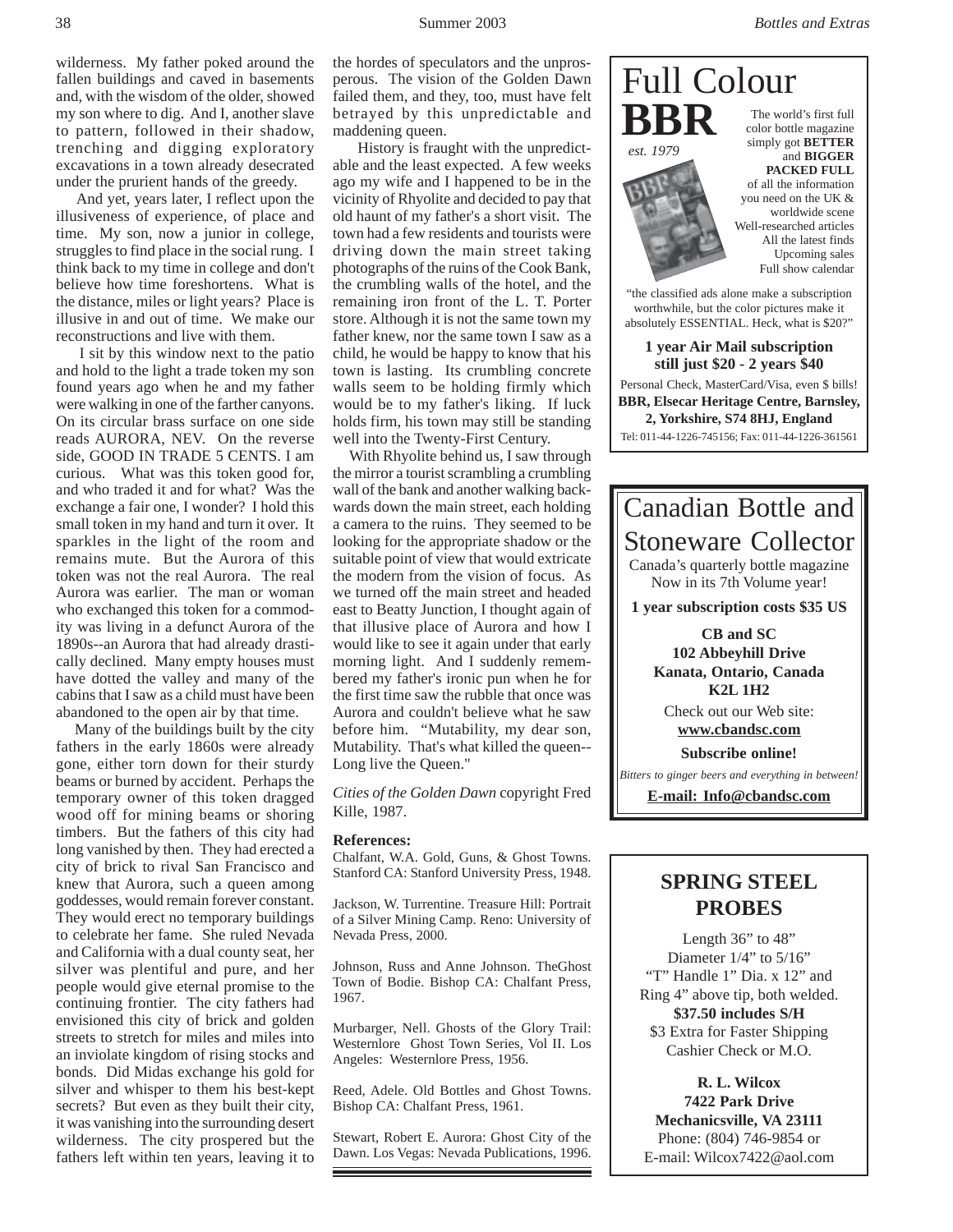wilderness. My father poked around the fallen buildings and caved in basements and, with the wisdom of the older, showed my son where to dig. And I, another slave to pattern, followed in their shadow, trenching and digging exploratory excavations in a town already desecrated under the prurient hands of the greedy.

And yet, years later, I reflect upon the illusiveness of experience, of place and time. My son, now a junior in college, struggles to find place in the social rung. I think back to my time in college and don't believe how time foreshortens. What is the distance, miles or light years? Place is illusive in and out of time. We make our reconstructions and live with them.

I sit by this window next to the patio and hold to the light a trade token my son found years ago when he and my father were walking in one of the farther canyons. On its circular brass surface on one side reads AURORA, NEV. On the reverse side, GOOD IN TRADE 5 CENTS. I am curious. What was this token good for, and who traded it and for what? Was the exchange a fair one, I wonder? I hold this small token in my hand and turn it over. It sparkles in the light of the room and remains mute. But the Aurora of this token was not the real Aurora. The real Aurora was earlier. The man or woman who exchanged this token for a commodity was living in a defunct Aurora of the 1890s--an Aurora that had already drastically declined. Many empty houses must have dotted the valley and many of the cabins that I saw as a child must have been abandoned to the open air by that time.

Many of the buildings built by the city fathers in the early 1860s were already gone, either torn down for their sturdy beams or burned by accident. Perhaps the temporary owner of this token dragged wood off for mining beams or shoring timbers. But the fathers of this city had long vanished by then. They had erected a city of brick to rival San Francisco and knew that Aurora, such a queen among goddesses, would remain forever constant. They would erect no temporary buildings to celebrate her fame. She ruled Nevada and California with a dual county seat, her silver was plentiful and pure, and her people would give eternal promise to the continuing frontier. The city fathers had envisioned this city of brick and golden streets to stretch for miles and miles into an inviolate kingdom of rising stocks and bonds. Did Midas exchange his gold for silver and whisper to them his best-kept secrets? But even as they built their city, it was vanishing into the surrounding desert wilderness. The city prospered but the fathers left within ten years, leaving it to the hordes of speculators and the unprosperous. The vision of the Golden Dawn failed them, and they, too, must have felt betrayed by this unpredictable and maddening queen.

History is fraught with the unpredictable and the least expected. A few weeks ago my wife and I happened to be in the vicinity of Rhyolite and decided to pay that old haunt of my father's a short visit. The town had a few residents and tourists were driving down the main street taking photographs of the ruins of the Cook Bank, the crumbling walls of the hotel, and the remaining iron front of the L. T. Porter store. Although it is not the same town my father knew, nor the same town I saw as a child, he would be happy to know that his town is lasting. Its crumbling concrete walls seem to be holding firmly which would be to my father's liking. If luck holds firm, his town may still be standing well into the Twenty-First Century.

With Rhyolite behind us, I saw through the mirror a tourist scrambling a crumbling wall of the bank and another walking backwards down the main street, each holding a camera to the ruins. They seemed to be looking for the appropriate shadow or the suitable point of view that would extricate the modern from the vision of focus. As we turned off the main street and headed east to Beatty Junction, I thought again of that illusive place of Aurora and how I would like to see it again under that early morning light. And I suddenly remembered my father's ironic pun when he for the first time saw the rubble that once was Aurora and couldn't believe what he saw before him. "Mutability, my dear son, Mutability. That's what killed the queen--Long live the Queen."

*Cities of the Golden Dawn* copyright Fred Kille, 1987.

**References:**

Chalfant, W.A. Gold, Guns, & Ghost Towns. Stanford CA: Stanford University Press, 1948.

Jackson, W. Turrentine. Treasure Hill: Portrait of a Silver Mining Camp. Reno: University of Nevada Press, 2000.

Johnson, Russ and Anne Johnson. TheGhost Town of Bodie. Bishop CA: Chalfant Press, 1967.

Murbarger, Nell. Ghosts of the Glory Trail: Westernlore Ghost Town Series, Vol II. Los Angeles: Westernlore Press, 1956.

Reed, Adele. Old Bottles and Ghost Towns. Bishop CA: Chalfant Press, 1961.

Stewart, Robert E. Aurora: Ghost City of the Dawn. Los Vegas: Nevada Publications, 1996.

---

# Full Colour
# BBR
*est. 1979*

The world's first full color bottle magazine simply got **BETTER** and **BIGGER PACKED FULL** of all the information you need on the UK & worldwide scene
Well-researched articles
All the latest finds
Upcoming sales
Full show calendar

"the classified ads alone make a subscription worthwhile, but the color pictures make it absolutely ESSENTIAL. Heck, what is $20?"

**1 year Air Mail subscription still just $20 - 2 years $40**

Personal Check, MasterCard/Visa, even $ bills!
**BBR, Elsecar Heritage Centre, Barnsley, 2, Yorkshire, S74 8HJ, England**
Tel: 011-44-1226-745156; Fax: 011-44-1226-361561

---

# Canadian Bottle and Stoneware Collector

Canada's quarterly bottle magazine
Now in its 7th Volume year!

**1 year subscription costs $35 US**

**CB and SC**
**102 Abbeyhill Drive**
**Kanata, Ontario, Canada**
**K2L 1H2**

Check out our Web site:
**www.cbandsc.com**

**Subscribe online!**

*Bitters to ginger beers and everything in between!*

**E-mail: Info@cbandsc.com**

---

## SPRING STEEL PROBES

Length 36" to 48"
Diameter 1/4" to 5/16"
"T" Handle 1" Dia. x 12" and
Ring 4" above tip, both welded.
**$37.50 includes S/H**
$3 Extra for Faster Shipping
Cashier Check or M.O.

**R. L. Wilcox**
**7422 Park Drive**
**Mechanicsville, VA 23111**
Phone: (804) 746-9854 or
E-mail: Wilcox7422@aol.com